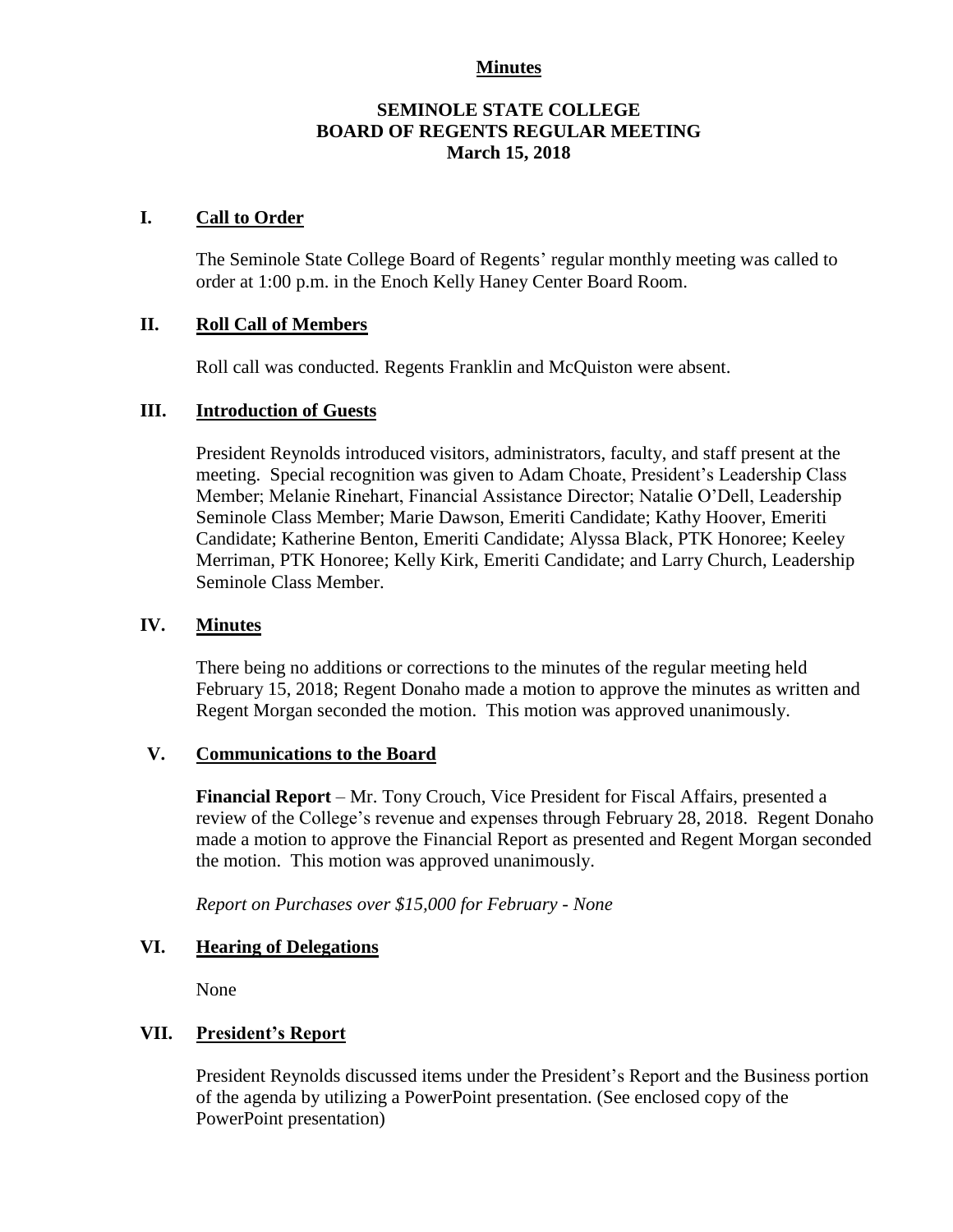**Minutes**

# SEMINOLE STATE COLLEGE
# BOARD OF REGENTS REGULAR MEETING
## March 15, 2018

## I. Call to Order

The Seminole State College Board of Regents' regular monthly meeting was called to order at 1:00 p.m. in the Enoch Kelly Haney Center Board Room.

## II. Roll Call of Members

Roll call was conducted. Regents Franklin and McQuiston were absent.

## III. Introduction of Guests

President Reynolds introduced visitors, administrators, faculty, and staff present at the meeting. Special recognition was given to Adam Choate, President's Leadership Class Member; Melanie Rinehart, Financial Assistance Director; Natalie O'Dell, Leadership Seminole Class Member; Marie Dawson, Emeriti Candidate; Kathy Hoover, Emeriti Candidate; Katherine Benton, Emeriti Candidate; Alyssa Black, PTK Honoree; Keeley Merriman, PTK Honoree; Kelly Kirk, Emeriti Candidate; and Larry Church, Leadership Seminole Class Member.

## IV. Minutes

There being no additions or corrections to the minutes of the regular meeting held February 15, 2018; Regent Donaho made a motion to approve the minutes as written and Regent Morgan seconded the motion. This motion was approved unanimously.

## V. Communications to the Board

**Financial Report** – Mr. Tony Crouch, Vice President for Fiscal Affairs, presented a review of the College's revenue and expenses through February 28, 2018. Regent Donaho made a motion to approve the Financial Report as presented and Regent Morgan seconded the motion. This motion was approved unanimously.

*Report on Purchases over $15,000 for February - None*

## VI. Hearing of Delegations

None

## VII. President's Report

President Reynolds discussed items under the President's Report and the Business portion of the agenda by utilizing a PowerPoint presentation. (See enclosed copy of the PowerPoint presentation)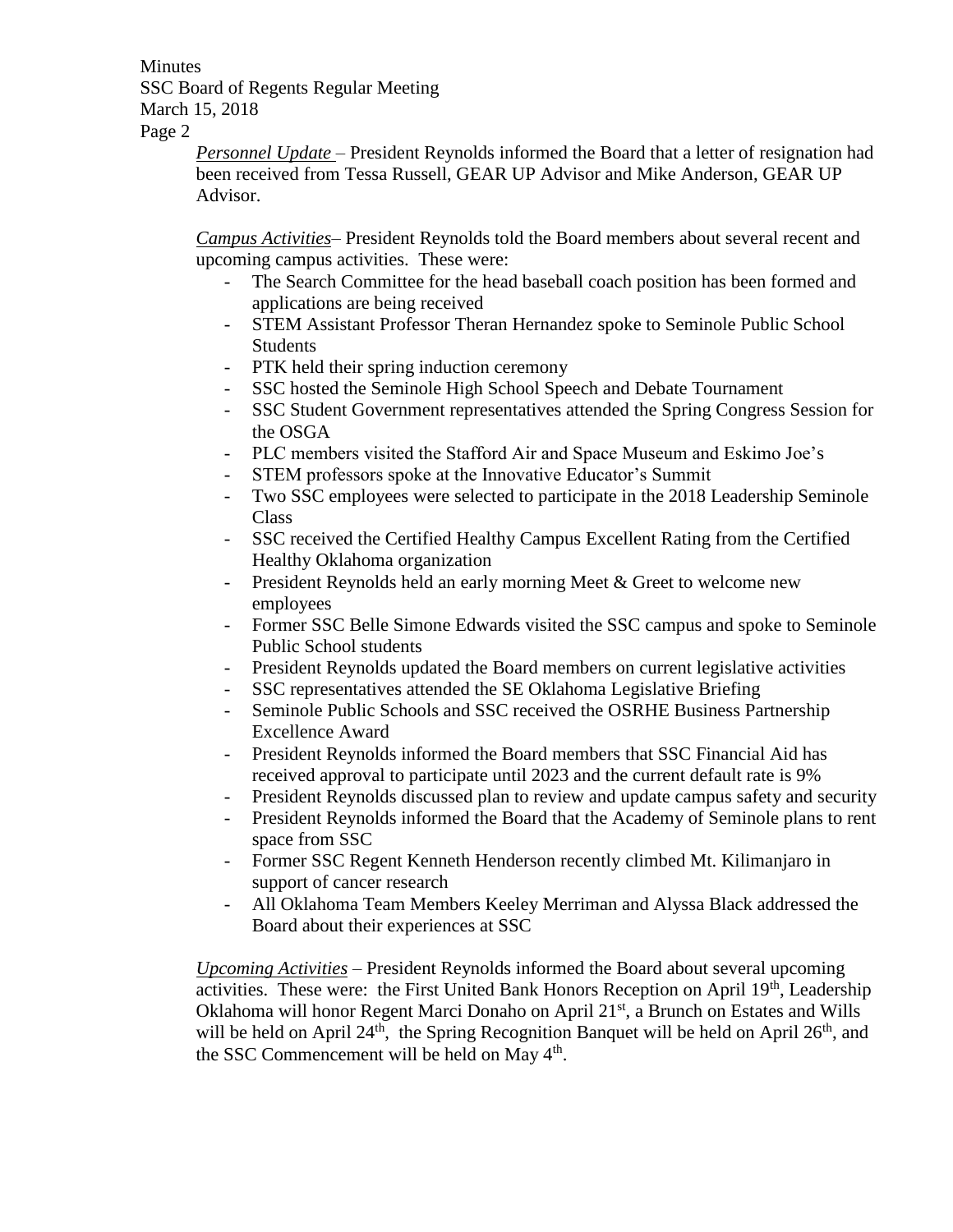*Personnel Update* – President Reynolds informed the Board that a letter of resignation had been received from Tessa Russell, GEAR UP Advisor and Mike Anderson, GEAR UP Advisor.

*Campus Activities*– President Reynolds told the Board members about several recent and upcoming campus activities. These were:

- The Search Committee for the head baseball coach position has been formed and applications are being received
- STEM Assistant Professor Theran Hernandez spoke to Seminole Public School Students
- PTK held their spring induction ceremony
- SSC hosted the Seminole High School Speech and Debate Tournament
- SSC Student Government representatives attended the Spring Congress Session for the OSGA
- PLC members visited the Stafford Air and Space Museum and Eskimo Joe's
- STEM professors spoke at the Innovative Educator's Summit
- Two SSC employees were selected to participate in the 2018 Leadership Seminole Class
- SSC received the Certified Healthy Campus Excellent Rating from the Certified Healthy Oklahoma organization
- President Reynolds held an early morning Meet & Greet to welcome new employees
- Former SSC Belle Simone Edwards visited the SSC campus and spoke to Seminole Public School students
- President Reynolds updated the Board members on current legislative activities
- SSC representatives attended the SE Oklahoma Legislative Briefing
- Seminole Public Schools and SSC received the OSRHE Business Partnership Excellence Award
- President Reynolds informed the Board members that SSC Financial Aid has received approval to participate until 2023 and the current default rate is 9%
- President Reynolds discussed plan to review and update campus safety and security
- President Reynolds informed the Board that the Academy of Seminole plans to rent space from SSC
- Former SSC Regent Kenneth Henderson recently climbed Mt. Kilimanjaro in support of cancer research
- All Oklahoma Team Members Keeley Merriman and Alyssa Black addressed the Board about their experiences at SSC

*Upcoming Activities* – President Reynolds informed the Board about several upcoming activities. These were: the First United Bank Honors Reception on April 19th, Leadership Oklahoma will honor Regent Marci Donaho on April 21st, a Brunch on Estates and Wills will be held on April 24th, the Spring Recognition Banquet will be held on April 26th, and the SSC Commencement will be held on May 4th.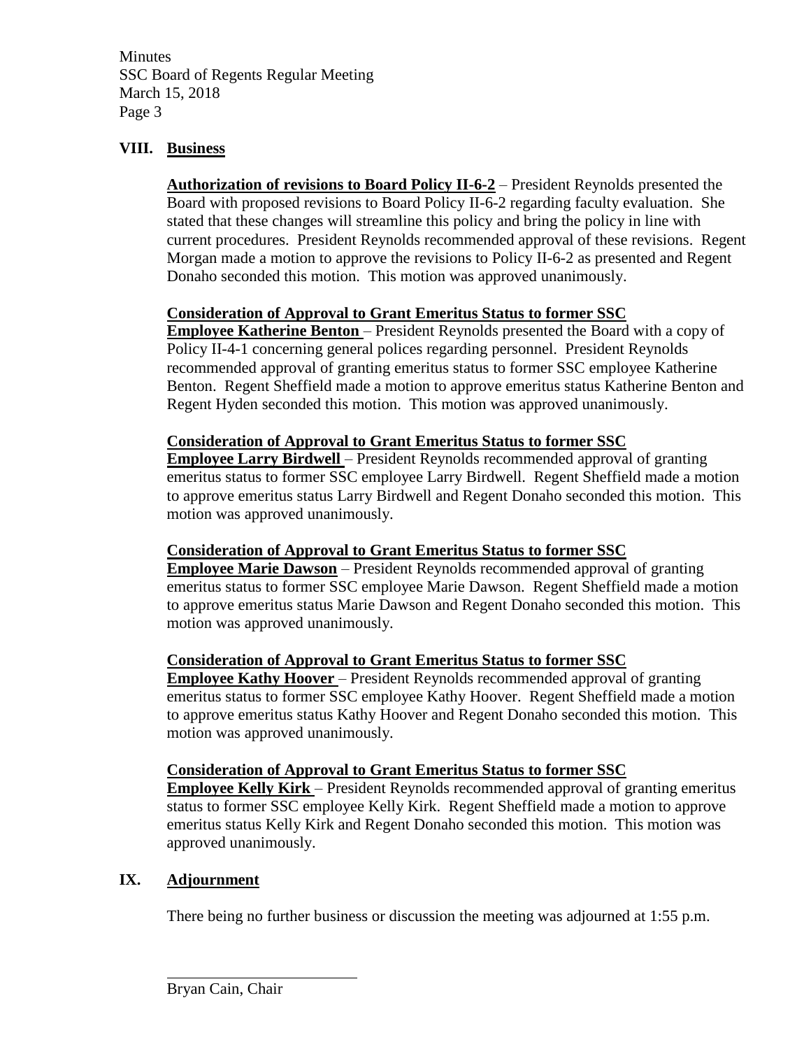## VIII. Business

**Authorization of revisions to Board Policy II-6-2** – President Reynolds presented the Board with proposed revisions to Board Policy II-6-2 regarding faculty evaluation. She stated that these changes will streamline this policy and bring the policy in line with current procedures. President Reynolds recommended approval of these revisions. Regent Morgan made a motion to approve the revisions to Policy II-6-2 as presented and Regent Donaho seconded this motion. This motion was approved unanimously.

**Consideration of Approval to Grant Emeritus Status to former SSC Employee Katherine Benton** – President Reynolds presented the Board with a copy of Policy II-4-1 concerning general polices regarding personnel. President Reynolds recommended approval of granting emeritus status to former SSC employee Katherine Benton. Regent Sheffield made a motion to approve emeritus status Katherine Benton and Regent Hyden seconded this motion. This motion was approved unanimously.

**Consideration of Approval to Grant Emeritus Status to former SSC Employee Larry Birdwell** – President Reynolds recommended approval of granting emeritus status to former SSC employee Larry Birdwell. Regent Sheffield made a motion to approve emeritus status Larry Birdwell and Regent Donaho seconded this motion. This motion was approved unanimously.

**Consideration of Approval to Grant Emeritus Status to former SSC Employee Marie Dawson** – President Reynolds recommended approval of granting emeritus status to former SSC employee Marie Dawson. Regent Sheffield made a motion to approve emeritus status Marie Dawson and Regent Donaho seconded this motion. This motion was approved unanimously.

**Consideration of Approval to Grant Emeritus Status to former SSC Employee Kathy Hoover** – President Reynolds recommended approval of granting emeritus status to former SSC employee Kathy Hoover. Regent Sheffield made a motion to approve emeritus status Kathy Hoover and Regent Donaho seconded this motion. This motion was approved unanimously.

**Consideration of Approval to Grant Emeritus Status to former SSC Employee Kelly Kirk** – President Reynolds recommended approval of granting emeritus status to former SSC employee Kelly Kirk. Regent Sheffield made a motion to approve emeritus status Kelly Kirk and Regent Donaho seconded this motion. This motion was approved unanimously.

## IX. Adjournment

There being no further business or discussion the meeting was adjourned at 1:55 p.m.

Bryan Cain, Chair